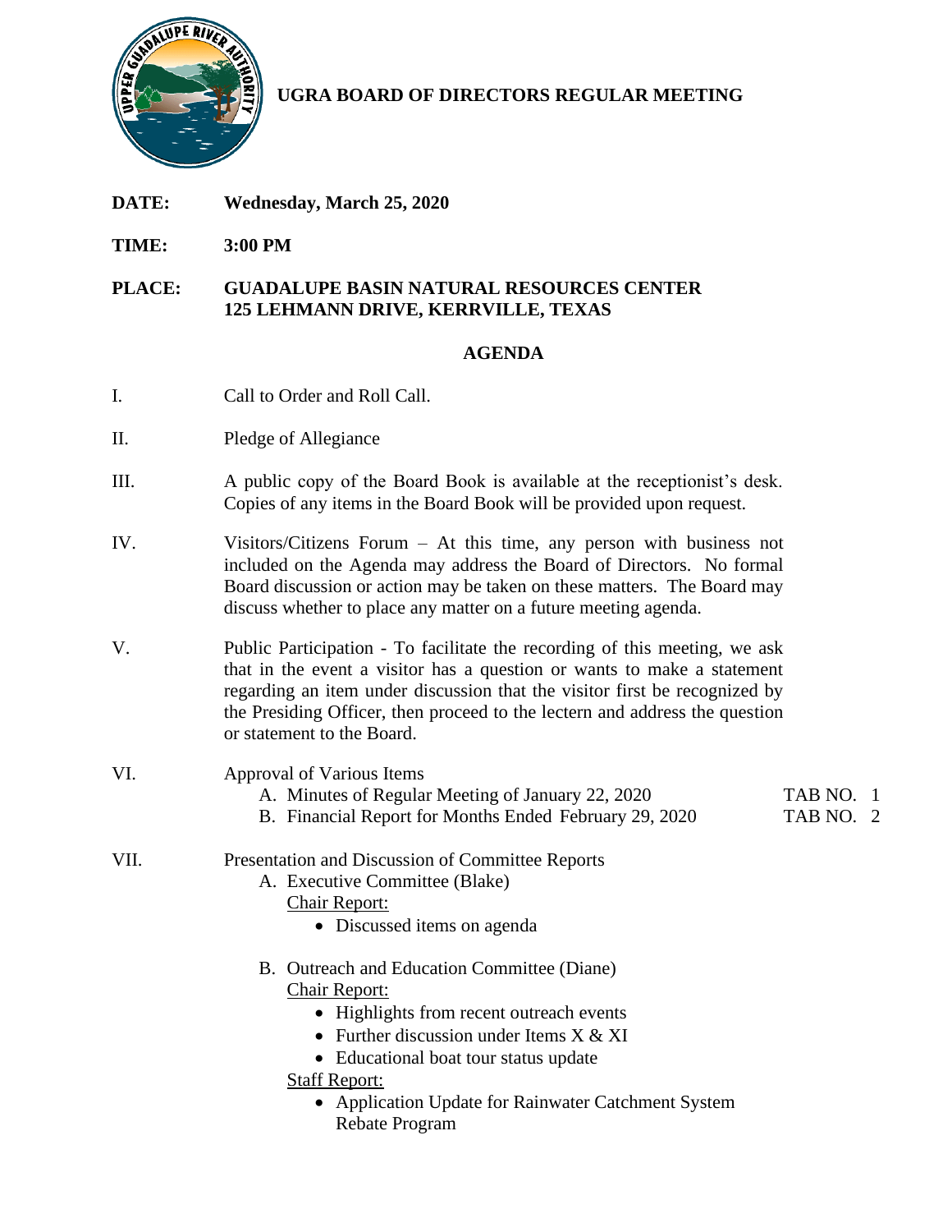# UGRA BOARD OF DIRECTORS REGULAR MEETING

**DATE:** **Wednesday, March 25, 2020**

**TIME:** **3:00 PM**

**PLACE:** **GUADALUPE BASIN NATURAL RESOURCES CENTER**
**125 LEHMANN DRIVE, KERRVILLE, TEXAS**

## AGENDA

I. Call to Order and Roll Call.

II. Pledge of Allegiance

III. A public copy of the Board Book is available at the receptionist's desk. Copies of any items in the Board Book will be provided upon request.

IV. Visitors/Citizens Forum – At this time, any person with business not included on the Agenda may address the Board of Directors. No formal Board discussion or action may be taken on these matters. The Board may discuss whether to place any matter on a future meeting agenda.

V. Public Participation - To facilitate the recording of this meeting, we ask that in the event a visitor has a question or wants to make a statement regarding an item under discussion that the visitor first be recognized by the Presiding Officer, then proceed to the lectern and address the question or statement to the Board.

VI. Approval of Various Items
   - A. Minutes of Regular Meeting of January 22, 2020 — TAB NO. 1
   - B. Financial Report for Months Ended February 29, 2020 — TAB NO. 2

VII. Presentation and Discussion of Committee Reports
   - A. Executive Committee (Blake)
     - Chair Report:
       - Discussed items on agenda
   - B. Outreach and Education Committee (Diane)
     - Chair Report:
       - Highlights from recent outreach events
       - Further discussion under Items X & XI
       - Educational boat tour status update
     - Staff Report:
       - Application Update for Rainwater Catchment System Rebate Program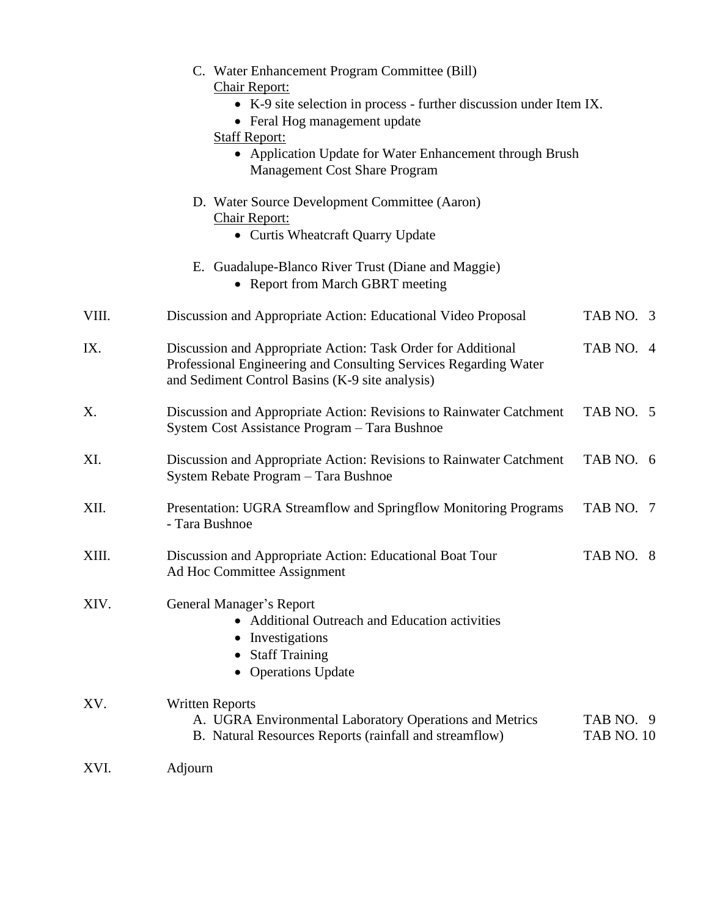C. Water Enhancement Program Committee (Bill)

Chair Report:

- K-9 site selection in process - further discussion under Item IX.
- Feral Hog management update

Staff Report:

- Application Update for Water Enhancement through Brush Management Cost Share Program

D. Water Source Development Committee (Aaron)

Chair Report:

- Curtis Wheatcraft Quarry Update

E. Guadalupe-Blanco River Trust (Diane and Maggie)

- Report from March GBRT meeting

| | | |
|---|---|---|
| VIII. | Discussion and Appropriate Action: Educational Video Proposal | TAB NO. 3 |
| IX. | Discussion and Appropriate Action: Task Order for Additional Professional Engineering and Consulting Services Regarding Water and Sediment Control Basins (K-9 site analysis) | TAB NO. 4 |
| X. | Discussion and Appropriate Action: Revisions to Rainwater Catchment System Cost Assistance Program – Tara Bushnoe | TAB NO. 5 |
| XI. | Discussion and Appropriate Action: Revisions to Rainwater Catchment System Rebate Program – Tara Bushnoe | TAB NO. 6 |
| XII. | Presentation: UGRA Streamflow and Springflow Monitoring Programs - Tara Bushnoe | TAB NO. 7 |
| XIII. | Discussion and Appropriate Action: Educational Boat Tour Ad Hoc Committee Assignment | TAB NO. 8 |

XIV. General Manager's Report

- Additional Outreach and Education activities
- Investigations
- Staff Training
- Operations Update

XV. Written Reports

| | | |
|---|---|---|
| A. | UGRA Environmental Laboratory Operations and Metrics | TAB NO. 9 |
| B. | Natural Resources Reports (rainfall and streamflow) | TAB NO. 10 |

XVI. Adjourn